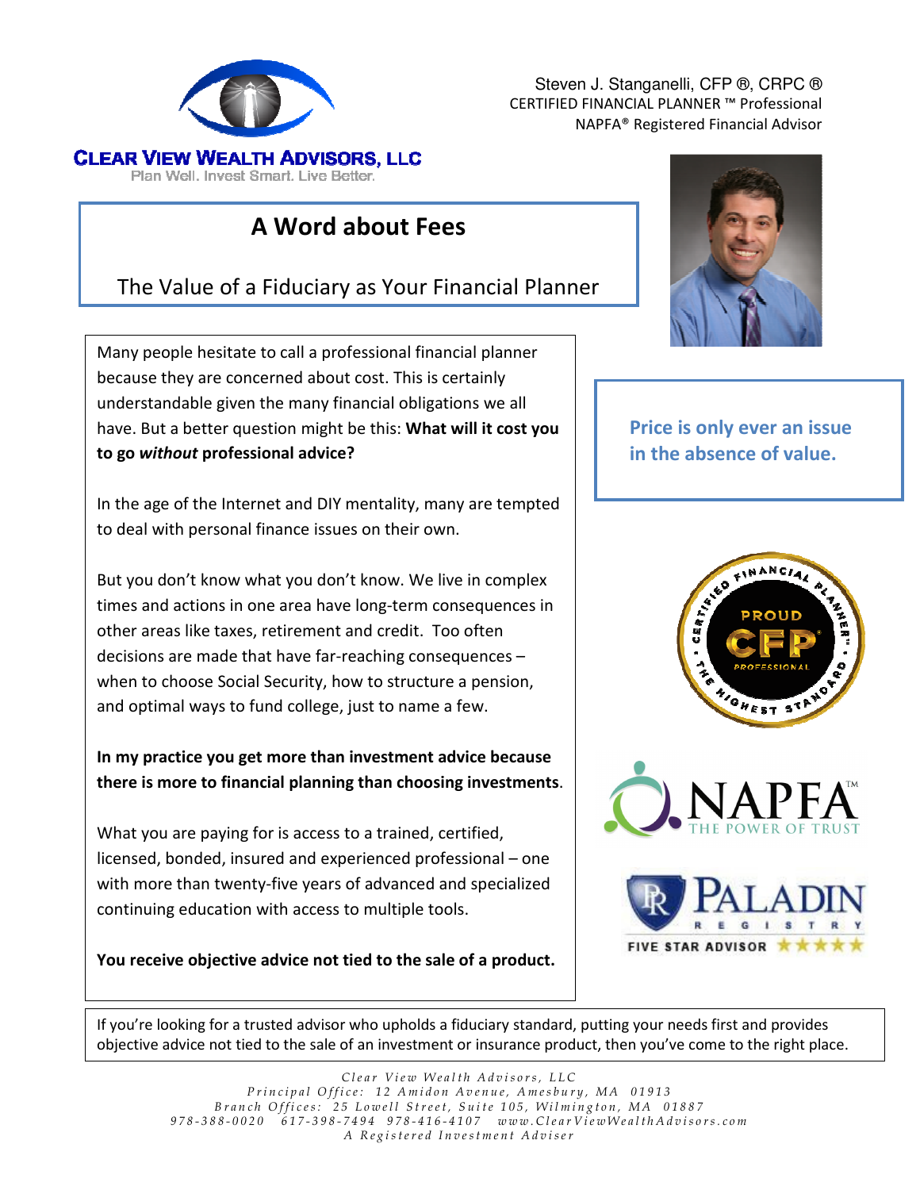**CLEAR VIEW WEALTH ADVISORS, LLC**
Plan Well. Invest Smart. Live Better.

Steven J. Stanganelli, CFP ®, CRPC ®
CERTIFIED FINANCIAL PLANNER ™ Professional
NAPFA® Registered Financial Advisor

# A Word about Fees

## The Value of a Fiduciary as Your Financial Planner

Many people hesitate to call a professional financial planner because they are concerned about cost. This is certainly understandable given the many financial obligations we all have. But a better question might be this: **What will it cost you to go *without* professional advice?**

In the age of the Internet and DIY mentality, many are tempted to deal with personal finance issues on their own.

But you don't know what you don't know. We live in complex times and actions in one area have long-term consequences in other areas like taxes, retirement and credit. Too often decisions are made that have far-reaching consequences – when to choose Social Security, how to structure a pension, and optimal ways to fund college, just to name a few.

**In my practice you get more than investment advice because there is more to financial planning than choosing investments**.

What you are paying for is access to a trained, certified, licensed, bonded, insured and experienced professional – one with more than twenty-five years of advanced and specialized continuing education with access to multiple tools.

**You receive objective advice not tied to the sale of a product.**

**Price is only ever an issue in the absence of value.**

If you're looking for a trusted advisor who upholds a fiduciary standard, putting your needs first and provides objective advice not tied to the sale of an investment or insurance product, then you've come to the right place.

*Clear View Wealth Advisors, LLC*
*Principal Office: 12 Amidon Avenue, Amesbury, MA 01913*
*Branch Offices: 25 Lowell Street, Suite 105, Wilmington, MA 01887*
*978-388-0020 617-398-7494 978-416-4107 www.ClearViewWealthAdvisors.com*
*A Registered Investment Adviser*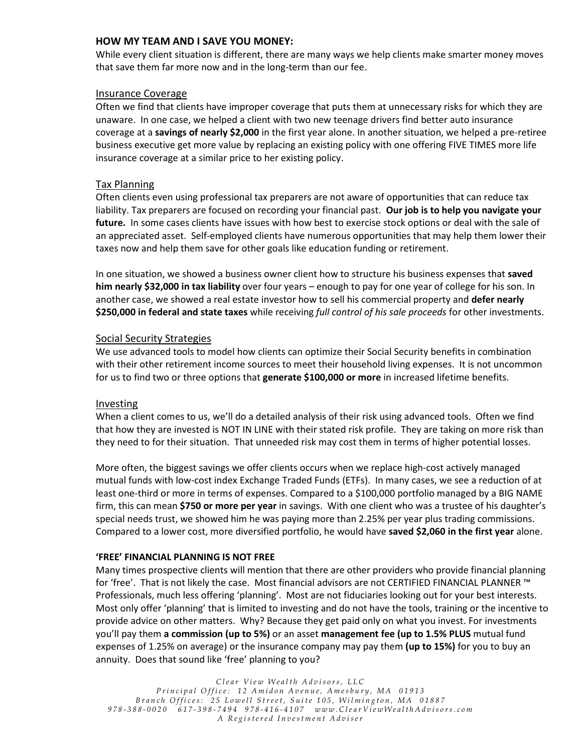## HOW MY TEAM AND I SAVE YOU MONEY:

While every client situation is different, there are many ways we help clients make smarter money moves that save them far more now and in the long-term than our fee.

### Insurance Coverage

Often we find that clients have improper coverage that puts them at unnecessary risks for which they are unaware. In one case, we helped a client with two new teenage drivers find better auto insurance coverage at a **savings of nearly $2,000** in the first year alone. In another situation, we helped a pre-retiree business executive get more value by replacing an existing policy with one offering FIVE TIMES more life insurance coverage at a similar price to her existing policy.

### Tax Planning

Often clients even using professional tax preparers are not aware of opportunities that can reduce tax liability. Tax preparers are focused on recording your financial past. **Our job is to help you navigate your future.** In some cases clients have issues with how best to exercise stock options or deal with the sale of an appreciated asset. Self-employed clients have numerous opportunities that may help them lower their taxes now and help them save for other goals like education funding or retirement.

In one situation, we showed a business owner client how to structure his business expenses that **saved him nearly $32,000 in tax liability** over four years – enough to pay for one year of college for his son. In another case, we showed a real estate investor how to sell his commercial property and **defer nearly $250,000 in federal and state taxes** while receiving *full control of his sale proceeds* for other investments.

### Social Security Strategies

We use advanced tools to model how clients can optimize their Social Security benefits in combination with their other retirement income sources to meet their household living expenses. It is not uncommon for us to find two or three options that **generate $100,000 or more** in increased lifetime benefits.

### Investing

When a client comes to us, we'll do a detailed analysis of their risk using advanced tools. Often we find that how they are invested is NOT IN LINE with their stated risk profile. They are taking on more risk than they need to for their situation. That unneeded risk may cost them in terms of higher potential losses.

More often, the biggest savings we offer clients occurs when we replace high-cost actively managed mutual funds with low-cost index Exchange Traded Funds (ETFs). In many cases, we see a reduction of at least one-third or more in terms of expenses. Compared to a $100,000 portfolio managed by a BIG NAME firm, this can mean **$750 or more per year** in savings. With one client who was a trustee of his daughter's special needs trust, we showed him he was paying more than 2.25% per year plus trading commissions. Compared to a lower cost, more diversified portfolio, he would have **saved $2,060 in the first year** alone.

## 'FREE' FINANCIAL PLANNING IS NOT FREE

Many times prospective clients will mention that there are other providers who provide financial planning for 'free'. That is not likely the case. Most financial advisors are not CERTIFIED FINANCIAL PLANNER ™ Professionals, much less offering 'planning'. Most are not fiduciaries looking out for your best interests. Most only offer 'planning' that is limited to investing and do not have the tools, training or the incentive to provide advice on other matters. Why? Because they get paid only on what you invest. For investments you'll pay them **a commission (up to 5%)** or an asset **management fee (up to 1.5% PLUS** mutual fund expenses of 1.25% on average) or the insurance company may pay them **(up to 15%)** for you to buy an annuity. Does that sound like 'free' planning to you?

*Clear View Wealth Advisors, LLC*
*Principal Office: 12 Amidon Avenue, Amesbury, MA 01913*
*Branch Offices: 25 Lowell Street, Suite 105, Wilmington, MA 01887*
*978-388-0020 617-398-7494 978-416-4107 www.ClearViewWealthAdvisors.com*
*A Registered Investment Adviser*